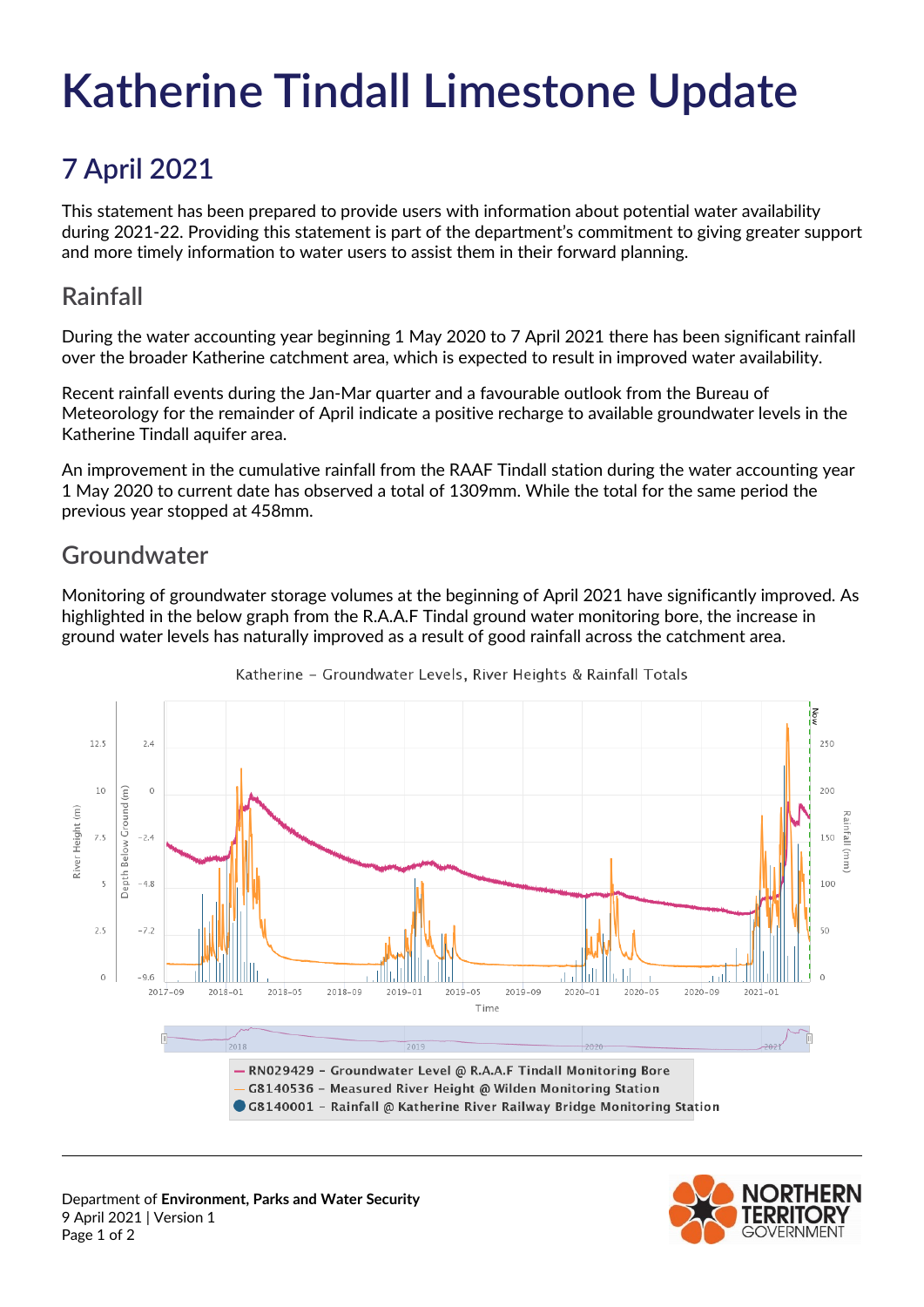# Katherine Tindall Limestone Update

## 7 April 2021

This statement has been prepared to provide users with information about potential water availability during 2021-22. Providing this statement is part of the department's commitment to giving greater support and more timely information to water users to assist them in their forward planning.

## Rainfall

During the water accounting year beginning 1 May 2020 to 7 April 2021 there has been significant rainfall over the broader Katherine catchment area, which is expected to result in improved water availability.

Recent rainfall events during the Jan-Mar quarter and a favourable outlook from the Bureau of Meteorology for the remainder of April indicate a positive recharge to available groundwater levels in the Katherine Tindall aquifer area.

An improvement in the cumulative rainfall from the RAAF Tindall station during the water accounting year 1 May 2020 to current date has observed a total of 1309mm. While the total for the same period the previous year stopped at 458mm.

## Groundwater

Monitoring of groundwater storage volumes at the beginning of April 2021 have significantly improved. As highlighted in the below graph from the R.A.A.F Tindal ground water monitoring bore, the increase in ground water levels has naturally improved as a result of good rainfall across the catchment area.

Katherine – Groundwater Levels, River Heights & Rainfall Totals

- RN029429 – Groundwater Level @ R.A.A.F Tindall Monitoring Bore
- G8140536 – Measured River Height @ Wilden Monitoring Station
- G8140001 – Rainfall @ Katherine River Railway Bridge Monitoring Station

Department of **Environment, Parks and Water Security**
9 April 2021 | Version 1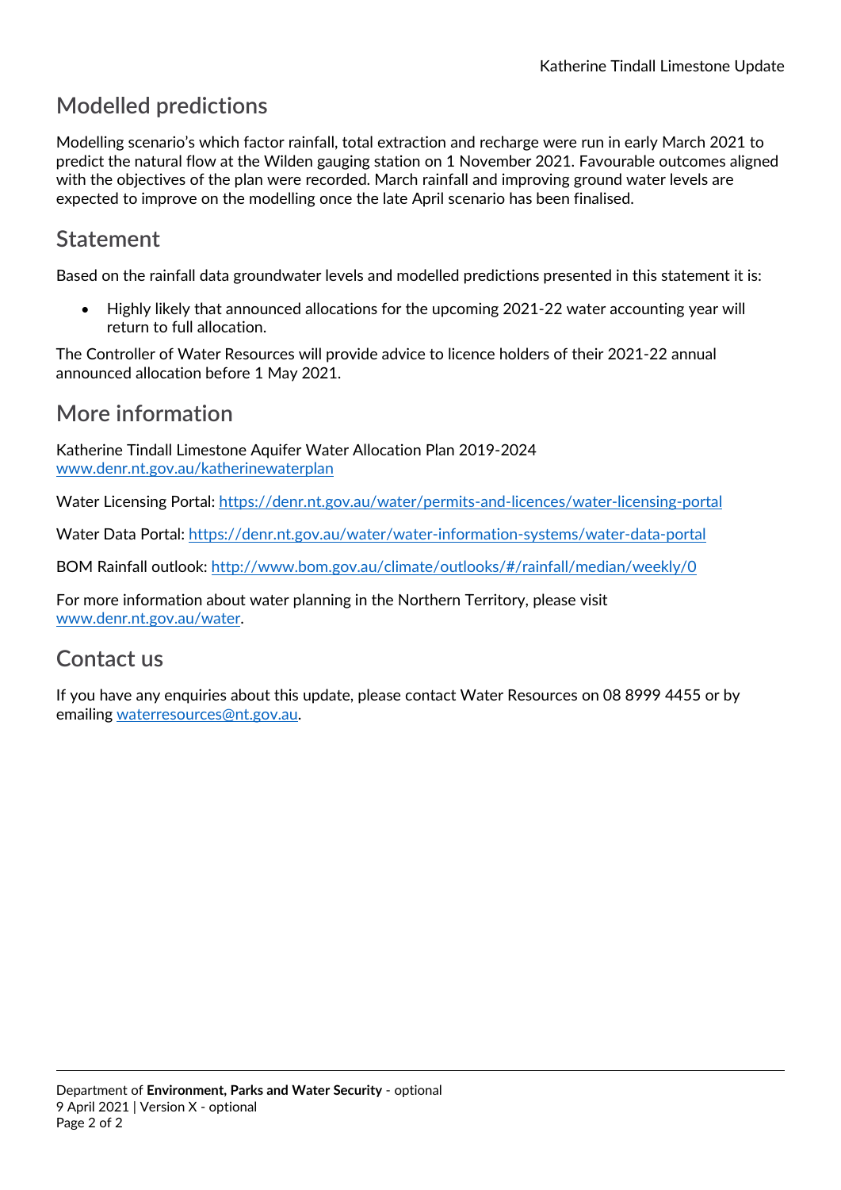## Modelled predictions

Modelling scenario's which factor rainfall, total extraction and recharge were run in early March 2021 to predict the natural flow at the Wilden gauging station on 1 November 2021. Favourable outcomes aligned with the objectives of the plan were recorded. March rainfall and improving ground water levels are expected to improve on the modelling once the late April scenario has been finalised.

## Statement

Based on the rainfall data groundwater levels and modelled predictions presented in this statement it is:

- Highly likely that announced allocations for the upcoming 2021-22 water accounting year will return to full allocation.

The Controller of Water Resources will provide advice to licence holders of their 2021-22 annual announced allocation before 1 May 2021.

## More information

Katherine Tindall Limestone Aquifer Water Allocation Plan 2019-2024
www.denr.nt.gov.au/katherinewaterplan

Water Licensing Portal: https://denr.nt.gov.au/water/permits-and-licences/water-licensing-portal

Water Data Portal: https://denr.nt.gov.au/water/water-information-systems/water-data-portal

BOM Rainfall outlook: http://www.bom.gov.au/climate/outlooks/#/rainfall/median/weekly/0

For more information about water planning in the Northern Territory, please visit www.denr.nt.gov.au/water.

## Contact us

If you have any enquiries about this update, please contact Water Resources on 08 8999 4455 or by emailing waterresources@nt.gov.au.